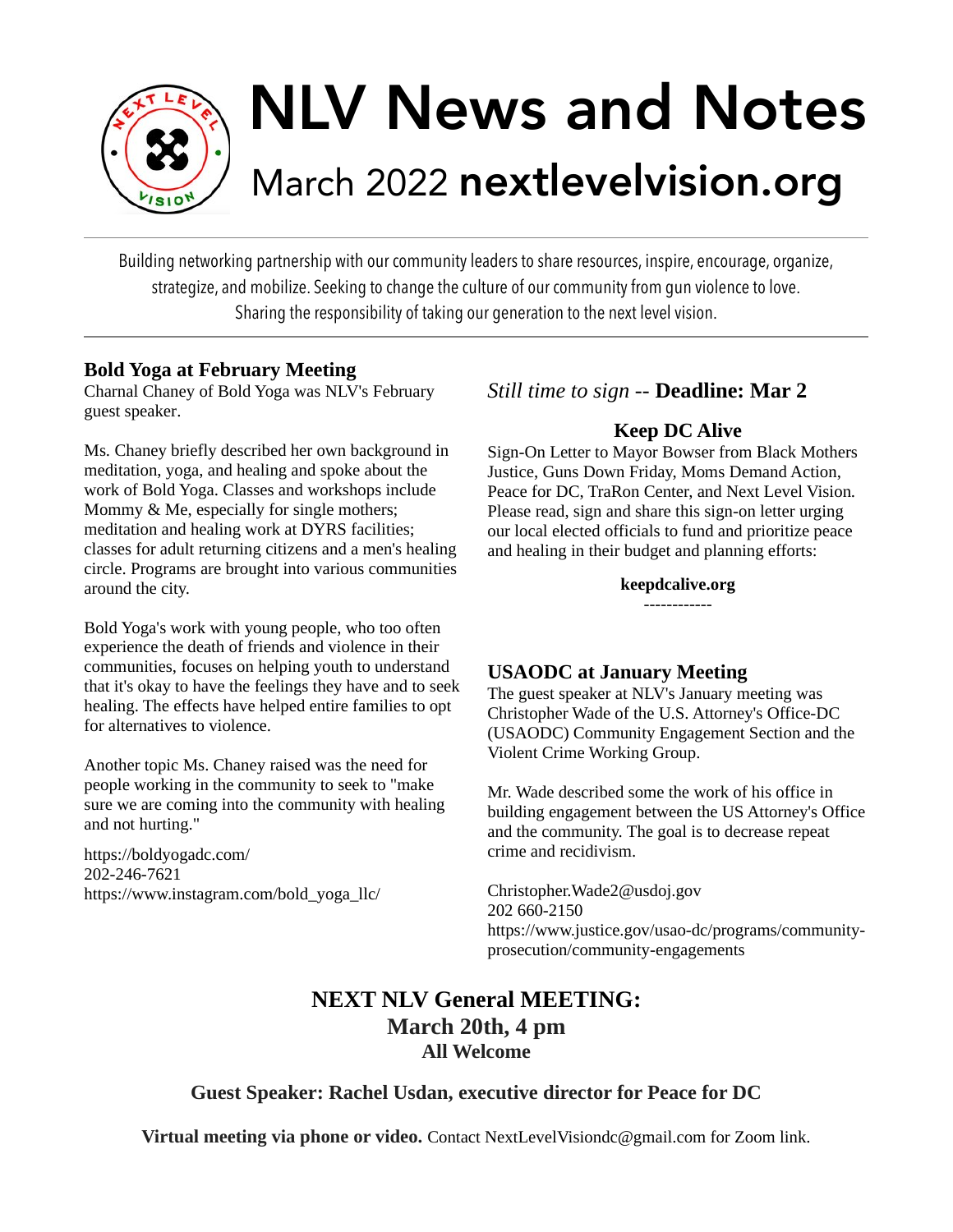# NLV News and Notes

## March 2022 nextlevelvision.org

Building networking partnership with our community leaders to share resources, inspire, encourage, organize, strategize, and mobilize. Seeking to change the culture of our community from gun violence to love. Sharing the responsibility of taking our generation to the next level vision.

### Bold Yoga at February Meeting

Charnal Chaney of Bold Yoga was NLV's February guest speaker.

Ms. Chaney briefly described her own background in meditation, yoga, and healing and spoke about the work of Bold Yoga. Classes and workshops include Mommy & Me, especially for single mothers; meditation and healing work at DYRS facilities; classes for adult returning citizens and a men's healing circle. Programs are brought into various communities around the city.

Bold Yoga's work with young people, who too often experience the death of friends and violence in their communities, focuses on helping youth to understand that it's okay to have the feelings they have and to seek healing. The effects have helped entire families to opt for alternatives to violence.

Another topic Ms. Chaney raised was the need for people working in the community to seek to "make sure we are coming into the community with healing and not hurting."

https://boldyogadc.com/
202-246-7621
https://www.instagram.com/bold_yoga_llc/

### *Still time to sign* -- Deadline: Mar 2

**Keep DC Alive**

Sign-On Letter to Mayor Bowser from Black Mothers Justice, Guns Down Friday, Moms Demand Action, Peace for DC, TraRon Center, and Next Level Vision. Please read, sign and share this sign-on letter urging our local elected officials to fund and prioritize peace and healing in their budget and planning efforts:

**keepdcalive.org**

------------

### USAODC at January Meeting

The guest speaker at NLV's January meeting was Christopher Wade of the U.S. Attorney's Office-DC (USAODC) Community Engagement Section and the Violent Crime Working Group.

Mr. Wade described some the work of his office in building engagement between the US Attorney's Office and the community. The goal is to decrease repeat crime and recidivism.

Christopher.Wade2@usdoj.gov
202 660-2150
https://www.justice.gov/usao-dc/programs/community-prosecution/community-engagements

## NEXT NLV General MEETING:

**March 20th, 4 pm**

**All Welcome**

**Guest Speaker: Rachel Usdan, executive director for Peace for DC**

**Virtual meeting via phone or video.** Contact NextLevelVisiondc@gmail.com for Zoom link.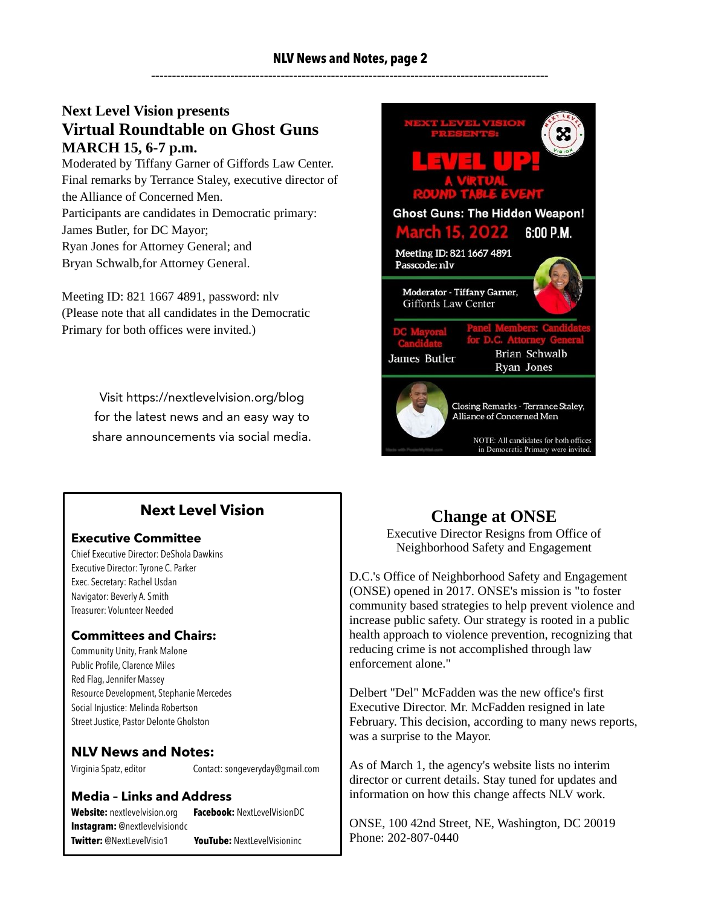## Next Level Vision presents
## Virtual Roundtable on Ghost Guns
### MARCH 15, 6-7 p.m.

Moderated by Tiffany Garner of Giffords Law Center.
Final remarks by Terrance Staley, executive director of the Alliance of Concerned Men.
Participants are candidates in Democratic primary:
James Butler, for DC Mayor;
Ryan Jones for Attorney General; and
Bryan Schwalb,for Attorney General.

Meeting ID: 821 1667 4891, password: nlv
(Please note that all candidates in the Democratic Primary for both offices were invited.)

Visit https://nextlevelvision.org/blog for the latest news and an easy way to share announcements via social media.

NEXT LEVEL VISION PRESENTS:

**LEVEL UP!**
**A VIRTUAL ROUND TABLE EVENT**

**Ghost Guns: The Hidden Weapon!**

**March 15, 2022 6:00 P.M.**

Meeting ID: 821 1667 4891
Passcode: nlv

Moderator - Tiffany Garner, Giffords Law Center

DC Mayoral Candidate
James Butler

Panel Members: Candidates for D.C. Attorney General
Brian Schwalb
Ryan Jones

Closing Remarks - Terrance Staley, Alliance of Concerned Men

NOTE: All candidates for both offices in Democratic Primary were invited.

## Next Level Vision

### Executive Committee

Chief Executive Director: DeShola Dawkins
Executive Director: Tyrone C. Parker
Exec. Secretary: Rachel Usdan
Navigator: Beverly A. Smith
Treasurer: Volunteer Needed

### Committees and Chairs:

Community Unity, Frank Malone
Public Profile, Clarence Miles
Red Flag, Jennifer Massey
Resource Development, Stephanie Mercedes
Social Injustice: Melinda Robertson
Street Justice, Pastor Delonte Gholston

### NLV News and Notes:

Virginia Spatz, editor Contact: songeveryday@gmail.com

### Media – Links and Address

**Website:** nextlevelvision.org **Facebook:** NextLevelVisionDC
**Instagram:** @nextlevelvisiondc
**Twitter:** @NextLevelVisio1 **YouTube:** NextLevelVisioninc

## Change at ONSE

Executive Director Resigns from Office of Neighborhood Safety and Engagement

D.C.'s Office of Neighborhood Safety and Engagement (ONSE) opened in 2017. ONSE's mission is "to foster community based strategies to help prevent violence and increase public safety. Our strategy is rooted in a public health approach to violence prevention, recognizing that reducing crime is not accomplished through law enforcement alone."

Delbert "Del" McFadden was the new office's first Executive Director. Mr. McFadden resigned in late February. This decision, according to many news reports, was a surprise to the Mayor.

As of March 1, the agency's website lists no interim director or current details. Stay tuned for updates and information on how this change affects NLV work.

ONSE, 100 42nd Street, NE, Washington, DC 20019
Phone: 202-807-0440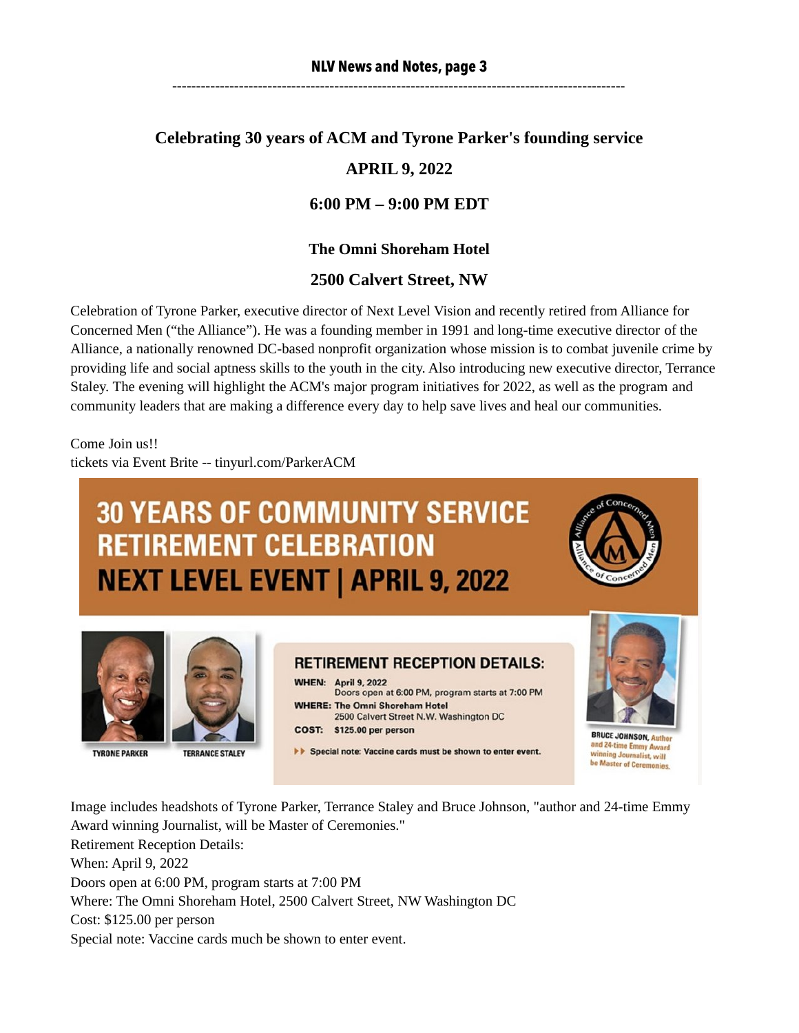## Celebrating 30 years of ACM and Tyrone Parker's founding service

### APRIL 9, 2022

### 6:00 PM – 9:00 PM EDT

**The Omni Shoreham Hotel**

**2500 Calvert Street, NW**

Celebration of Tyrone Parker, executive director of Next Level Vision and recently retired from Alliance for Concerned Men ("the Alliance"). He was a founding member in 1991 and long-time executive director of the Alliance, a nationally renowned DC-based nonprofit organization whose mission is to combat juvenile crime by providing life and social aptness skills to the youth in the city. Also introducing new executive director, Terrance Staley. The evening will highlight the ACM's major program initiatives for 2022, as well as the program and community leaders that are making a difference every day to help save lives and heal our communities.

Come Join us!!
tickets via Event Brite -- tinyurl.com/ParkerACM

**30 YEARS OF COMMUNITY SERVICE RETIREMENT CELEBRATION**
**NEXT LEVEL EVENT | APRIL 9, 2022**

Alliance of Concerned Men

TYRONE PARKER

TERRANCE STALEY

**RETIREMENT RECEPTION DETAILS:**

**WHEN:** April 9, 2022
Doors open at 6:00 PM, program starts at 7:00 PM

**WHERE:** The Omni Shoreham Hotel
2500 Calvert Street N.W. Washington DC

**COST:** $125.00 per person

Special note: Vaccine cards must be shown to enter event.

**BRUCE JOHNSON,** Author and 24-time Emmy Award winning Journalist, will be Master of Ceremonies.

Image includes headshots of Tyrone Parker, Terrance Staley and Bruce Johnson, "author and 24-time Emmy Award winning Journalist, will be Master of Ceremonies."
Retirement Reception Details:
When: April 9, 2022
Doors open at 6:00 PM, program starts at 7:00 PM
Where: The Omni Shoreham Hotel, 2500 Calvert Street, NW Washington DC
Cost: $125.00 per person
Special note: Vaccine cards much be shown to enter event.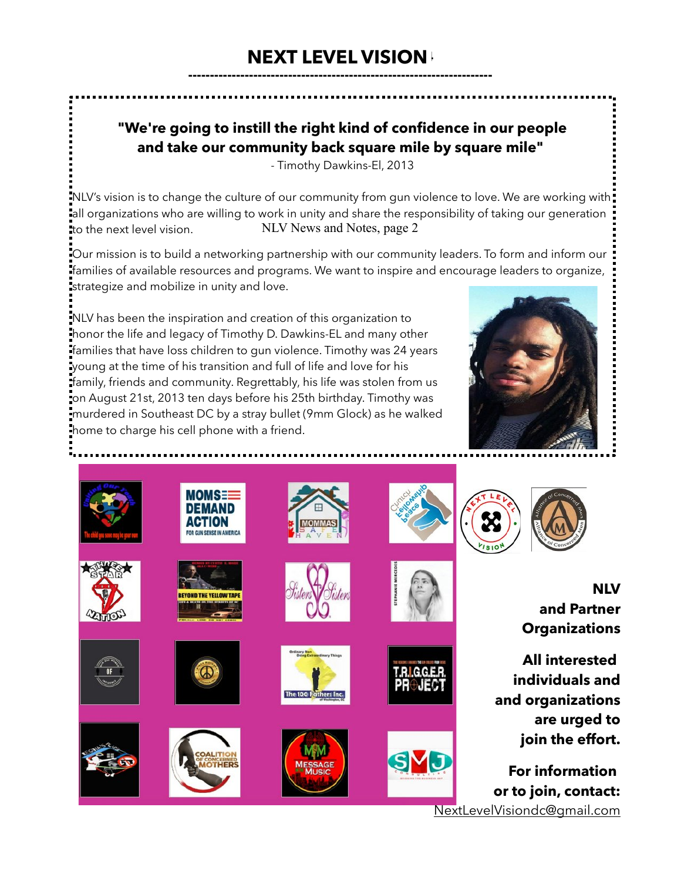# NEXT LEVEL VISION

**"We're going to instill the right kind of confidence in our people and take our community back square mile by square mile"**

- Timothy Dawkins-El, 2013

NLV's vision is to change the culture of our community from gun violence to love. We are working with all organizations who are willing to work in unity and share the responsibility of taking our generation to the next level vision. NLV News and Notes, page 2

Our mission is to build a networking partnership with our community leaders. To form and inform our families of available resources and programs. We want to inspire and encourage leaders to organize, strategize and mobilize in unity and love.

NLV has been the inspiration and creation of this organization to honor the life and legacy of Timothy D. Dawkins-EL and many other families that have loss children to gun violence. Timothy was 24 years young at the time of his transition and full of life and love for his family, friends and community. Regrettably, his life was stolen from us on August 21st, 2013 ten days before his 25th birthday. Timothy was murdered in Southeast DC by a stray bullet (9mm Glock) as he walked home to charge his cell phone with a friend.

**NLV and Partner Organizations**

**All interested individuals and organizations are urged to join the effort.**

**For information or to join, contact:**

NextLevelVisiondc@gmail.com